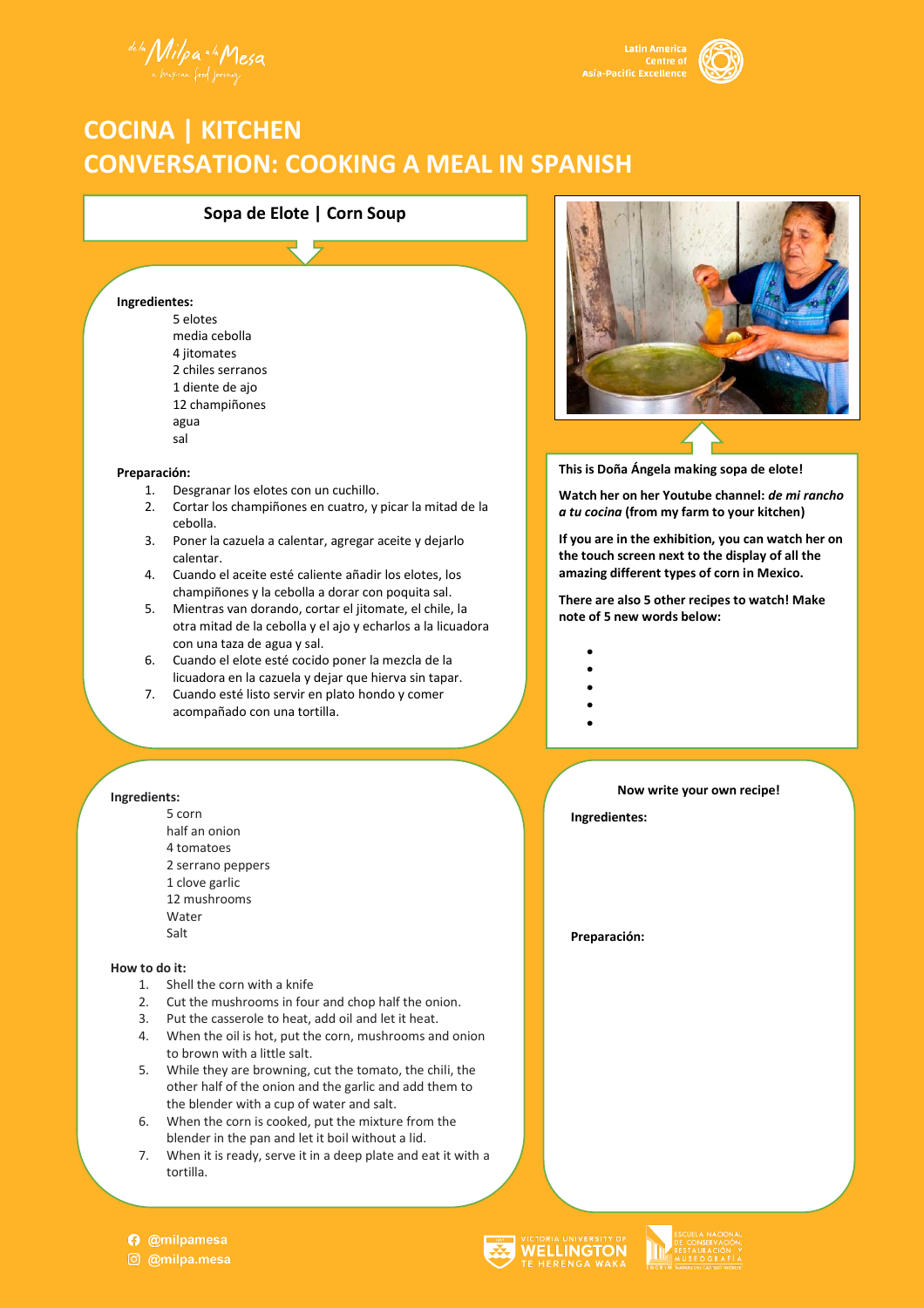# COCINA | KITCHEN
# CONVERSATION: COOKING A MEAL IN SPANISH

## Sopa de Elote | Corn Soup

**Ingredientes:**

- 5 elotes
- media cebolla
- 4 jitomates
- 2 chiles serranos
- 1 diente de ajo
- 12 champiñones
- agua
- sal

**Preparación:**

1. Desgranar los elotes con un cuchillo.
2. Cortar los champiñones en cuatro, y picar la mitad de la cebolla.
3. Poner la cazuela a calentar, agregar aceite y dejarlo calentar.
4. Cuando el aceite esté caliente añadir los elotes, los champiñones y la cebolla a dorar con poquita sal.
5. Mientras van dorando, cortar el jitomate, el chile, la otra mitad de la cebolla y el ajo y echarlos a la licuadora con una taza de agua y sal.
6. Cuando el elote esté cocido poner la mezcla de la licuadora en la cazuela y dejar que hierva sin tapar.
7. Cuando esté listo servir en plato hondo y comer acompañado con una tortilla.

**This is Doña Ángela making sopa de elote!**

**Watch her on her Youtube channel: *de mi rancho a tu cocina* (from my farm to your kitchen)**

**If you are in the exhibition, you can watch her on the touch screen next to the display of all the amazing different types of corn in Mexico.**

**There are also 5 other recipes to watch! Make note of 5 new words below:**

- 
- 
- 
- 
- 

**Ingredients:**

- 5 corn
- half an onion
- 4 tomatoes
- 2 serrano peppers
- 1 clove garlic
- 12 mushrooms
- Water
- Salt

**How to do it:**

1. Shell the corn with a knife
2. Cut the mushrooms in four and chop half the onion.
3. Put the casserole to heat, add oil and let it heat.
4. When the oil is hot, put the corn, mushrooms and onion to brown with a little salt.
5. While they are browning, cut the tomato, the chili, the other half of the onion and the garlic and add them to the blender with a cup of water and salt.
6. When the corn is cooked, put the mixture from the blender in the pan and let it boil without a lid.
7. When it is ready, serve it in a deep plate and eat it with a tortilla.

**Now write your own recipe!**

**Ingredientes:**

**Preparación:**

@milpamesa
@milpa.mesa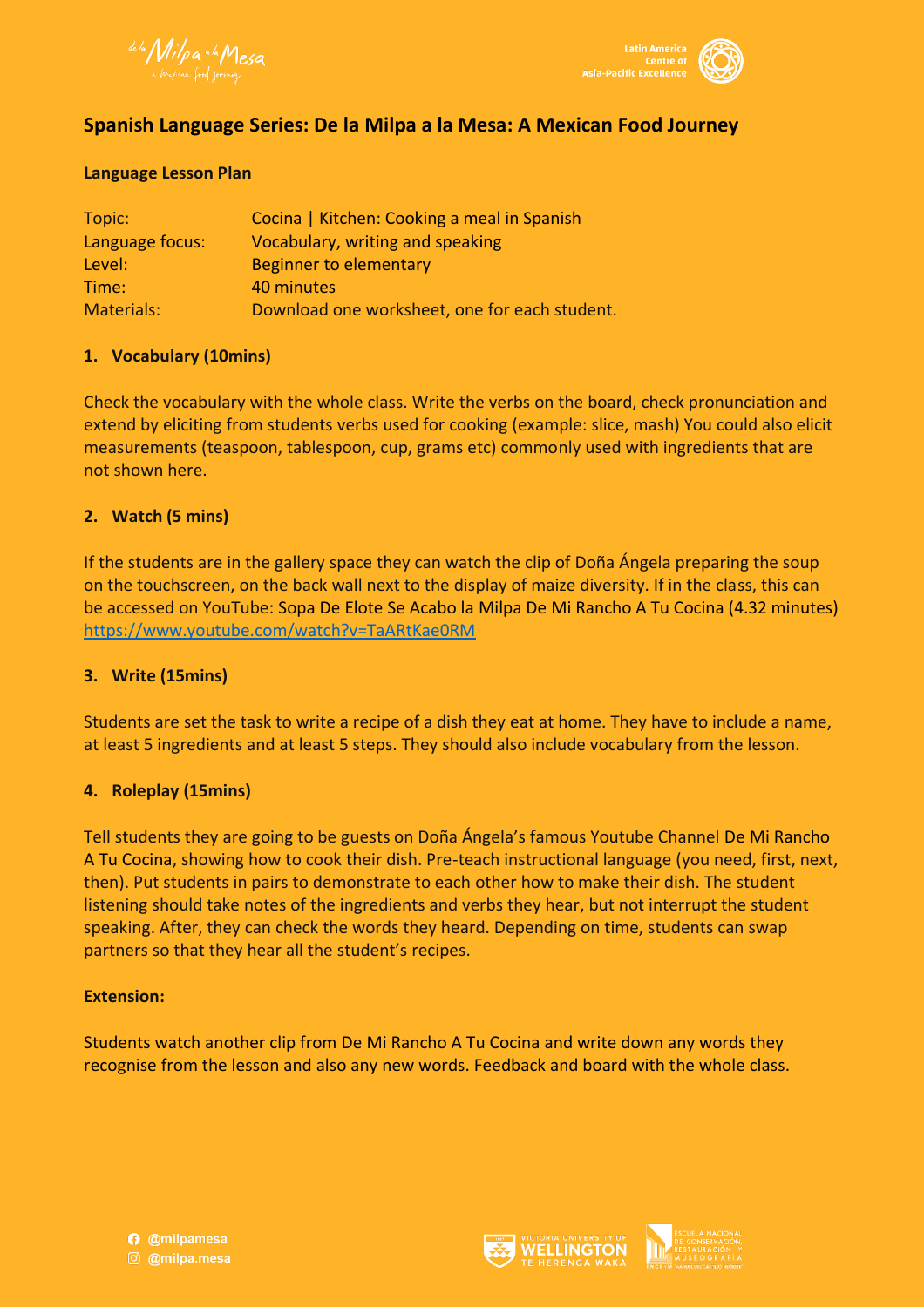# Spanish Language Series: De la Milpa a la Mesa: A Mexican Food Journey

**Language Lesson Plan**

| | |
|---|---|
| Topic: | Cocina \| Kitchen: Cooking a meal in Spanish |
| Language focus: | Vocabulary, writing and speaking |
| Level: | Beginner to elementary |
| Time: | 40 minutes |
| Materials: | Download one worksheet, one for each student. |

## 1. Vocabulary (10mins)

Check the vocabulary with the whole class. Write the verbs on the board, check pronunciation and extend by eliciting from students verbs used for cooking (example: slice, mash) You could also elicit measurements (teaspoon, tablespoon, cup, grams etc) commonly used with ingredients that are not shown here.

## 2. Watch (5 mins)

If the students are in the gallery space they can watch the clip of Doña Ángela preparing the soup on the touchscreen, on the back wall next to the display of maize diversity. If in the class, this can be accessed on YouTube: Sopa De Elote Se Acabo la Milpa De Mi Rancho A Tu Cocina (4.32 minutes) https://www.youtube.com/watch?v=TaARtKae0RM

## 3. Write (15mins)

Students are set the task to write a recipe of a dish they eat at home. They have to include a name, at least 5 ingredients and at least 5 steps. They should also include vocabulary from the lesson.

## 4. Roleplay (15mins)

Tell students they are going to be guests on Doña Ángela's famous Youtube Channel De Mi Rancho A Tu Cocina, showing how to cook their dish. Pre-teach instructional language (you need, first, next, then). Put students in pairs to demonstrate to each other how to make their dish. The student listening should take notes of the ingredients and verbs they hear, but not interrupt the student speaking. After, they can check the words they heard. Depending on time, students can swap partners so that they hear all the student's recipes.

**Extension:**

Students watch another clip from De Mi Rancho A Tu Cocina and write down any words they recognise from the lesson and also any new words. Feedback and board with the whole class.

@milpamesa
@milpa.mesa